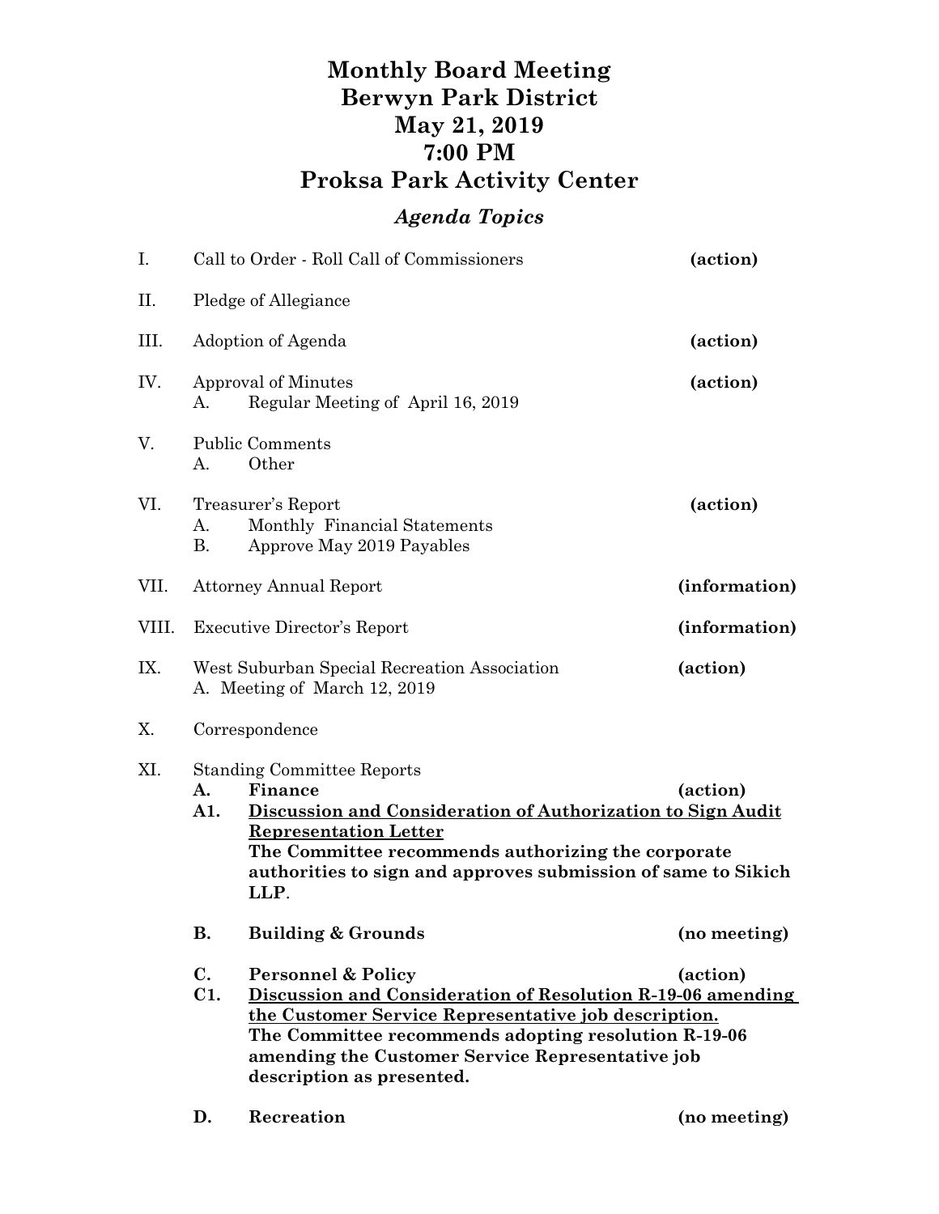# Monthly Board Meeting
# Berwyn Park District
# May 21, 2019
# 7:00 PM
# Proksa Park Activity Center

## *Agenda Topics*

I. Call to Order - Roll Call of Commissioners **(action)**

II. Pledge of Allegiance

III. Adoption of Agenda **(action)**

IV. Approval of Minutes **(action)**
   - A. Regular Meeting of April 16, 2019

V. Public Comments
   - A. Other

VI. Treasurer's Report **(action)**
   - A. Monthly Financial Statements
   - B. Approve May 2019 Payables

VII. Attorney Annual Report **(information)**

VIII. Executive Director's Report **(information)**

IX. West Suburban Special Recreation Association **(action)**
   - A. Meeting of March 12, 2019

X. Correspondence

XI. Standing Committee Reports
   - **A. Finance** **(action)**
   - **A1. <u>Discussion and Consideration of Authorization to Sign Audit Representation Letter</u>**
     **The Committee recommends authorizing the corporate authorities to sign and approves submission of same to Sikich LLP**.
   - **B. Building & Grounds** **(no meeting)**
   - **C. Personnel & Policy** **(action)**
   - **C1. <u>Discussion and Consideration of Resolution R-19-06 amending the Customer Service Representative job description.</u>**
     **The Committee recommends adopting resolution R-19-06 amending the Customer Service Representative job description as presented.**
   - **D. Recreation** **(no meeting)**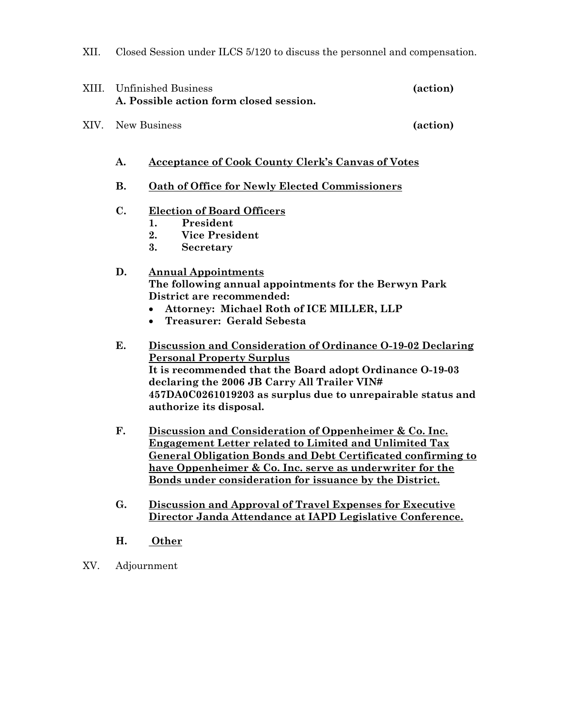XII. Closed Session under ILCS 5/120 to discuss the personnel and compensation.

XIII. Unfinished Business **(action)**
**A. Possible action form closed session.**

XIV. New Business **(action)**

**A. <u>Acceptance of Cook County Clerk's Canvas of Votes</u>**

**B. <u>Oath of Office for Newly Elected Commissioners</u>**

**C. <u>Election of Board Officers</u>**
1. **President**
2. **Vice President**
3. **Secretary**

**D. <u>Annual Appointments</u>**
**The following annual appointments for the Berwyn Park District are recommended:**
- **Attorney: Michael Roth of ICE MILLER, LLP**
- **Treasurer: Gerald Sebesta**

**E. <u>Discussion and Consideration of Ordinance O-19-02 Declaring Personal Property Surplus</u>**
**It is recommended that the Board adopt Ordinance O-19-03 declaring the 2006 JB Carry All Trailer VIN# 457DA0C0261019203 as surplus due to unrepairable status and authorize its disposal.**

**F. <u>Discussion and Consideration of Oppenheimer & Co. Inc. Engagement Letter related to Limited and Unlimited Tax General Obligation Bonds and Debt Certificated confirming to have Oppenheimer & Co. Inc. serve as underwriter for the Bonds under consideration for issuance by the District.</u>**

**G. <u>Discussion and Approval of Travel Expenses for Executive Director Janda Attendance at IAPD Legislative Conference.</u>**

**H. <u>Other</u>**

XV. Adjournment